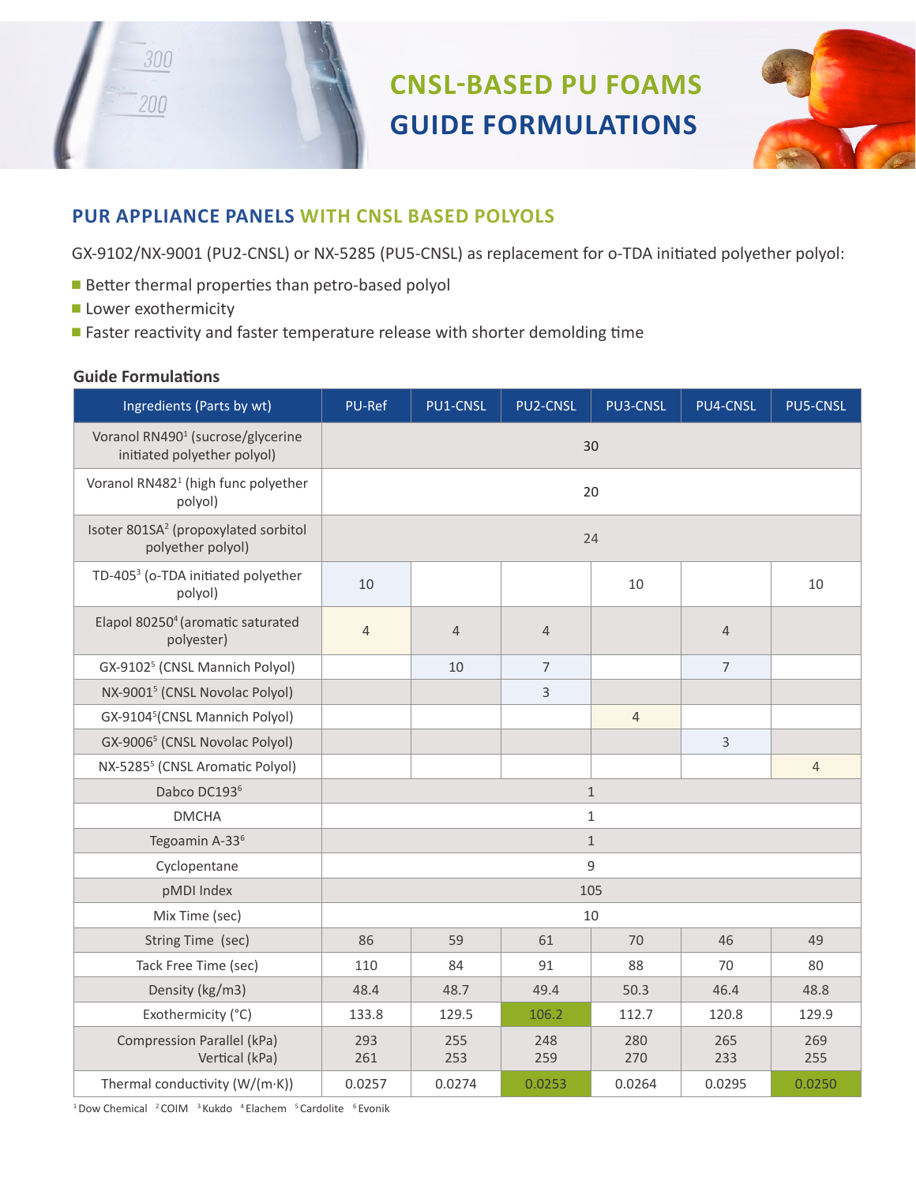# CNSL-BASED PU FOAMS GUIDE FORMULATIONS

## PUR APPLIANCE PANELS WITH CNSL BASED POLYOLS

GX-9102/NX-9001 (PU2-CNSL) or NX-5285 (PU5-CNSL) as replacement for o-TDA initiated polyether polyol:

- Better thermal properties than petro-based polyol
- Lower exothermicity
- Faster reactivity and faster temperature release with shorter demolding time

### Guide Formulations

| Ingredients (Parts by wt) | PU-Ref | PU1-CNSL | PU2-CNSL | PU3-CNSL | PU4-CNSL | PU5-CNSL |
|---|---|---|---|---|---|---|
| Voranol RN490[1] (sucrose/glycerine initiated polyether polyol) | 30 | | | | | |
| Voranol RN482[1] (high func polyether polyol) | 20 | | | | | |
| Isoter 801SA[2] (propoxylated sorbitol polyether polyol) | 24 | | | | | |
| TD-405[3] (o-TDA initiated polyether polyol) | 10 | | | 10 | | 10 |
| Elapol 80250[4] (aromatic saturated polyester) | 4 | 4 | 4 | | 4 | |
| GX-9102[5] (CNSL Mannich Polyol) | | 10 | 7 | | 7 | |
| NX-9001[5] (CNSL Novolac Polyol) | | | 3 | | | |
| GX-9104[5] (CNSL Mannich Polyol) | | | | 4 | | |
| GX-9006[5] (CNSL Novolac Polyol) | | | | | 3 | |
| NX-5285[5] (CNSL Aromatic Polyol) | | | | | | 4 |
| Dabco DC193[6] | 1 | | | | | |
| DMCHA | 1 | | | | | |
| Tegoamin A-33[6] | 1 | | | | | |
| Cyclopentane | 9 | | | | | |
| pMDI Index | 105 | | | | | |
| Mix Time (sec) | 10 | | | | | |
| String Time (sec) | 86 | 59 | 61 | 70 | 46 | 49 |
| Tack Free Time (sec) | 110 | 84 | 91 | 88 | 70 | 80 |
| Density (kg/m3) | 48.4 | 48.7 | 49.4 | 50.3 | 46.4 | 48.8 |
| Exothermicity (°C) | 133.8 | 129.5 | 106.2 | 112.7 | 120.8 | 129.9 |
| Compression Parallel (kPa) | 293 | 255 | 248 | 280 | 265 | 269 |
| Compression Vertical (kPa) | 261 | 253 | 259 | 270 | 233 | 255 |
| Thermal conductivity (W/(m·K)) | 0.0257 | 0.0274 | 0.0253 | 0.0264 | 0.0295 | 0.0250 |

[1] Dow Chemical [2] COIM [3] Kukdo [4] Elachem [5] Cardolite [6] Evonik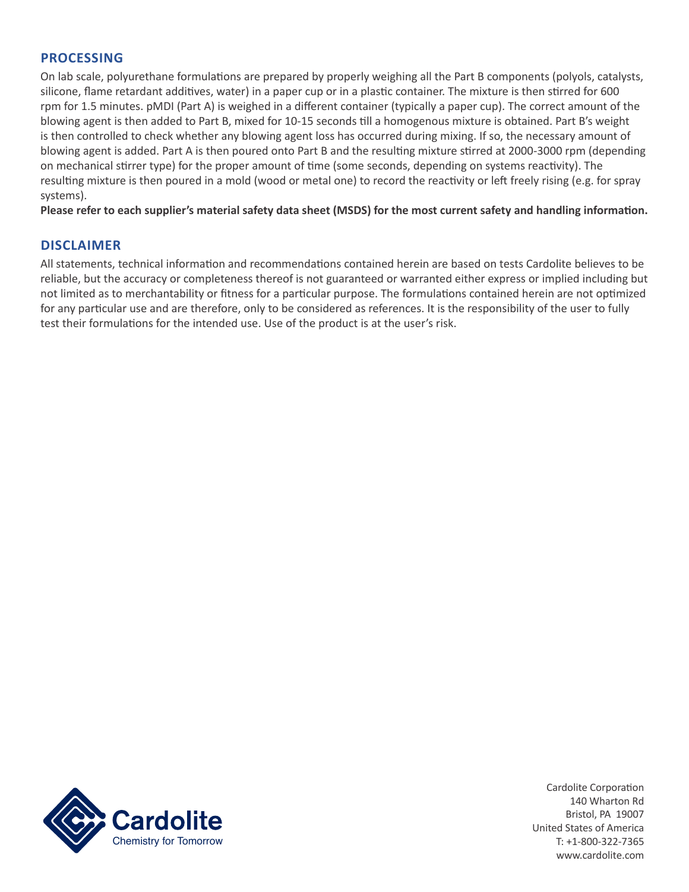## PROCESSING

On lab scale, polyurethane formulations are prepared by properly weighing all the Part B components (polyols, catalysts, silicone, flame retardant additives, water) in a paper cup or in a plastic container. The mixture is then stirred for 600 rpm for 1.5 minutes. pMDI (Part A) is weighed in a different container (typically a paper cup). The correct amount of the blowing agent is then added to Part B, mixed for 10-15 seconds till a homogenous mixture is obtained. Part B's weight is then controlled to check whether any blowing agent loss has occurred during mixing. If so, the necessary amount of blowing agent is added. Part A is then poured onto Part B and the resulting mixture stirred at 2000-3000 rpm (depending on mechanical stirrer type) for the proper amount of time (some seconds, depending on systems reactivity). The resulting mixture is then poured in a mold (wood or metal one) to record the reactivity or left freely rising (e.g. for spray systems).

**Please refer to each supplier's material safety data sheet (MSDS) for the most current safety and handling information.**

## DISCLAIMER

All statements, technical information and recommendations contained herein are based on tests Cardolite believes to be reliable, but the accuracy or completeness thereof is not guaranteed or warranted either express or implied including but not limited as to merchantability or fitness for a particular purpose. The formulations contained herein are not optimized for any particular use and are therefore, only to be considered as references. It is the responsibility of the user to fully test their formulations for the intended use. Use of the product is at the user's risk.

Cardolite
Chemistry for Tomorrow

Cardolite Corporation
140 Wharton Rd
Bristol, PA 19007
United States of America
T: +1-800-322-7365
www.cardolite.com